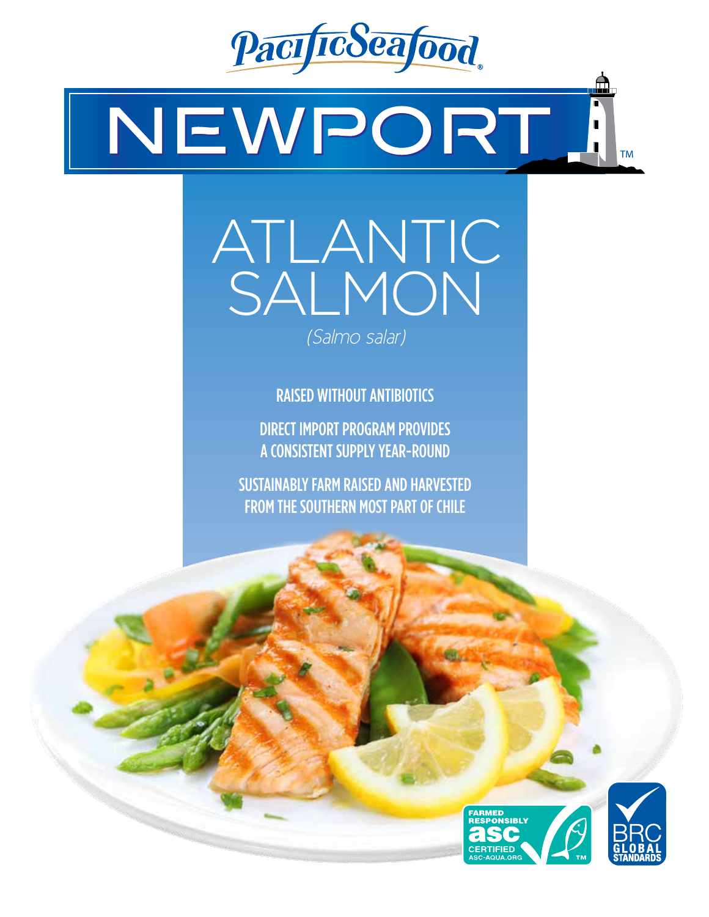PacificSeafood®

# NEWPORT™

# ATLANTIC SALMON

*(Salmo salar)*

RAISED WITHOUT ANTIBIOTICS

DIRECT IMPORT PROGRAM PROVIDES A CONSISTENT SUPPLY YEAR-ROUND

SUSTAINABLY FARM RAISED AND HARVESTED FROM THE SOUTHERN MOST PART OF CHILE

FARMED RESPONSIBLY asc CERTIFIED ASC-AQUA.ORG™

BRC GLOBAL STANDARDS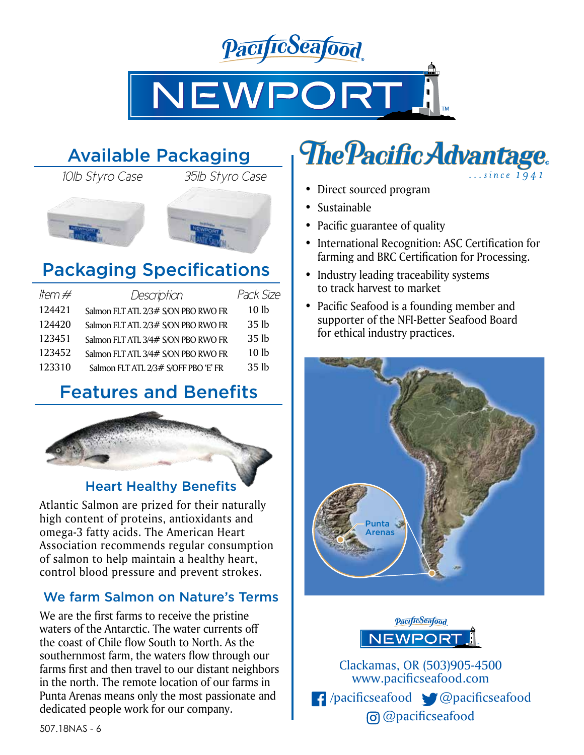Pacific Seafood

NEWPORT

## Available Packaging

*10lb Styro Case* *35lb Styro Case*

## Packaging Specifications

| *Item #* | *Description* | *Pack Size* |
|---|---|---|
| 124421 | Salmon FLT ATL 2/3# S/ON PBO RWO FR | 10 lb |
| 124420 | Salmon FLT ATL 2/3# S/ON PBO RWO FR | 35 lb |
| 123451 | Salmon FLT ATL 3/4# S/ON PBO RWO FR | 35 lb |
| 123452 | Salmon FLT ATL 3/4# S/ON PBO RWO FR | 10 lb |
| 123310 | Salmon FLT ATL 2/3# S/OFF PBO 'E' FR | 35 lb |

## Features and Benefits

### Heart Healthy Benefits

Atlantic Salmon are prized for their naturally high content of proteins, antioxidants and omega-3 fatty acids. The American Heart Association recommends regular consumption of salmon to help maintain a healthy heart, control blood pressure and prevent strokes.

### We farm Salmon on Nature's Terms

We are the first farms to receive the pristine waters of the Antarctic. The water currents off the coast of Chile flow South to North. As the southernmost farm, the waters flow through our farms first and then travel to our distant neighbors in the north. The remote location of our farms in Punta Arenas means only the most passionate and dedicated people work for our company.

## The Pacific Advantage

*...since 1941*

- Direct sourced program
- Sustainable
- Pacific guarantee of quality
- International Recognition: ASC Certification for farming and BRC Certification for Processing.
- Industry leading traceability systems to track harvest to market
- Pacific Seafood is a founding member and supporter of the NFI-Better Seafood Board for ethical industry practices.

Punta Arenas

Pacific Seafood NEWPORT

Clackamas, OR (503)905-4500
www.pacificseafood.com

/pacificseafood @pacificseafood
@pacificseafood

507.18NAS - 6